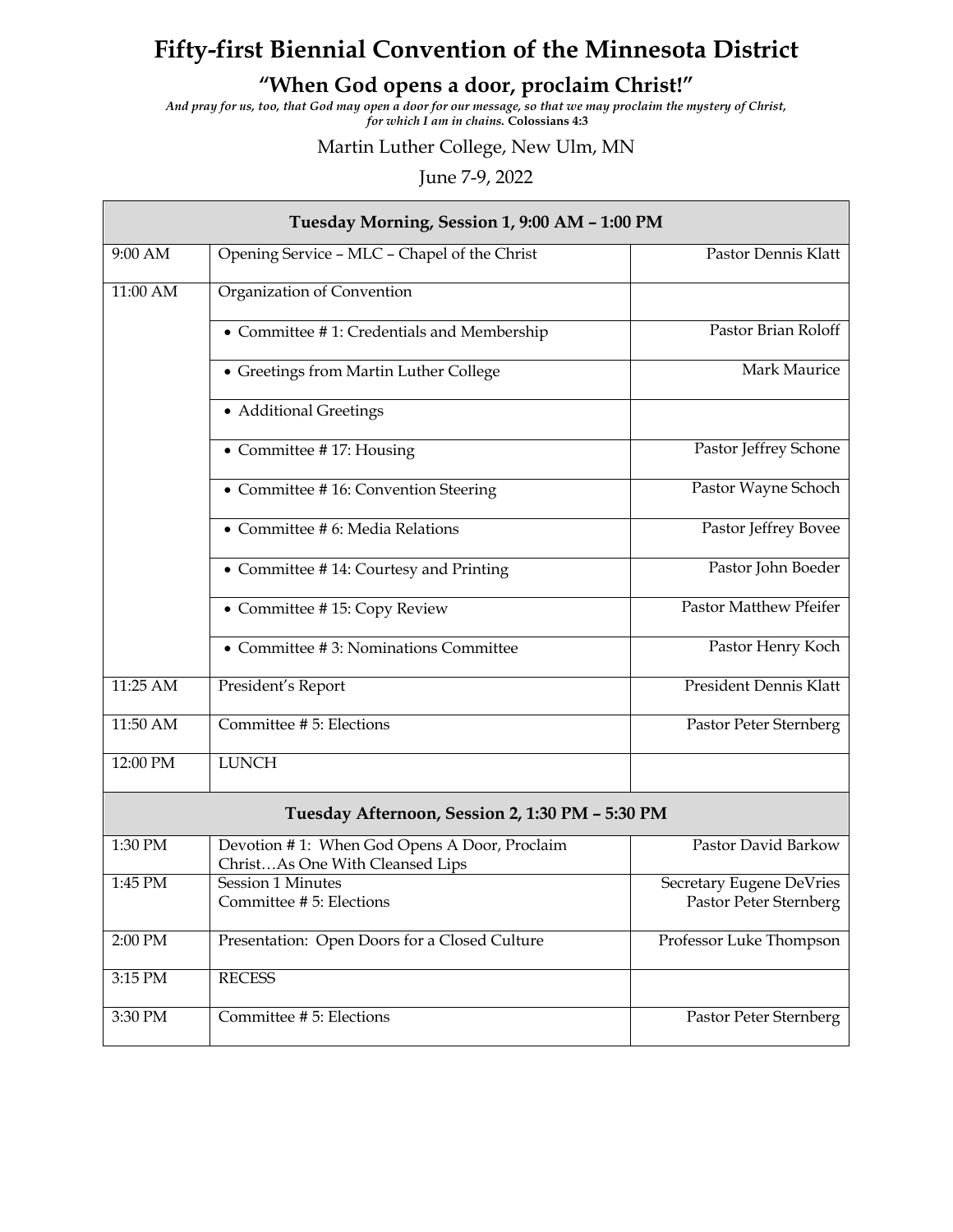# Fifty-first Biennial Convention of the Minnesota District

## "When God opens a door, proclaim Christ!"

*And pray for us, too, that God may open a door for our message, so that we may proclaim the mystery of Christ, for which I am in chains.* **Colossians 4:3**

Martin Luther College, New Ulm, MN

June 7-9, 2022

| Tuesday Morning, Session 1, 9:00 AM – 1:00 PM | | |
|---|---|---|
| 9:00 AM | Opening Service – MLC – Chapel of the Christ | Pastor Dennis Klatt |
| 11:00 AM | Organization of Convention | |
| | • Committee # 1: Credentials and Membership | Pastor Brian Roloff |
| | • Greetings from Martin Luther College | Mark Maurice |
| | • Additional Greetings | |
| | • Committee # 17: Housing | Pastor Jeffrey Schone |
| | • Committee # 16: Convention Steering | Pastor Wayne Schoch |
| | • Committee # 6: Media Relations | Pastor Jeffrey Bovee |
| | • Committee # 14: Courtesy and Printing | Pastor John Boeder |
| | • Committee # 15: Copy Review | Pastor Matthew Pfeifer |
| | • Committee # 3: Nominations Committee | Pastor Henry Koch |
| 11:25 AM | President's Report | President Dennis Klatt |
| 11:50 AM | Committee # 5: Elections | Pastor Peter Sternberg |
| 12:00 PM | LUNCH | |
| **Tuesday Afternoon, Session 2, 1:30 PM – 5:30 PM** | | |
| 1:30 PM | Devotion # 1: When God Opens A Door, Proclaim Christ…As One With Cleansed Lips | Pastor David Barkow |
| 1:45 PM | Session 1 Minutes<br>Committee # 5: Elections | Secretary Eugene DeVries<br>Pastor Peter Sternberg |
| 2:00 PM | Presentation: Open Doors for a Closed Culture | Professor Luke Thompson |
| 3:15 PM | RECESS | |
| 3:30 PM | Committee # 5: Elections | Pastor Peter Sternberg |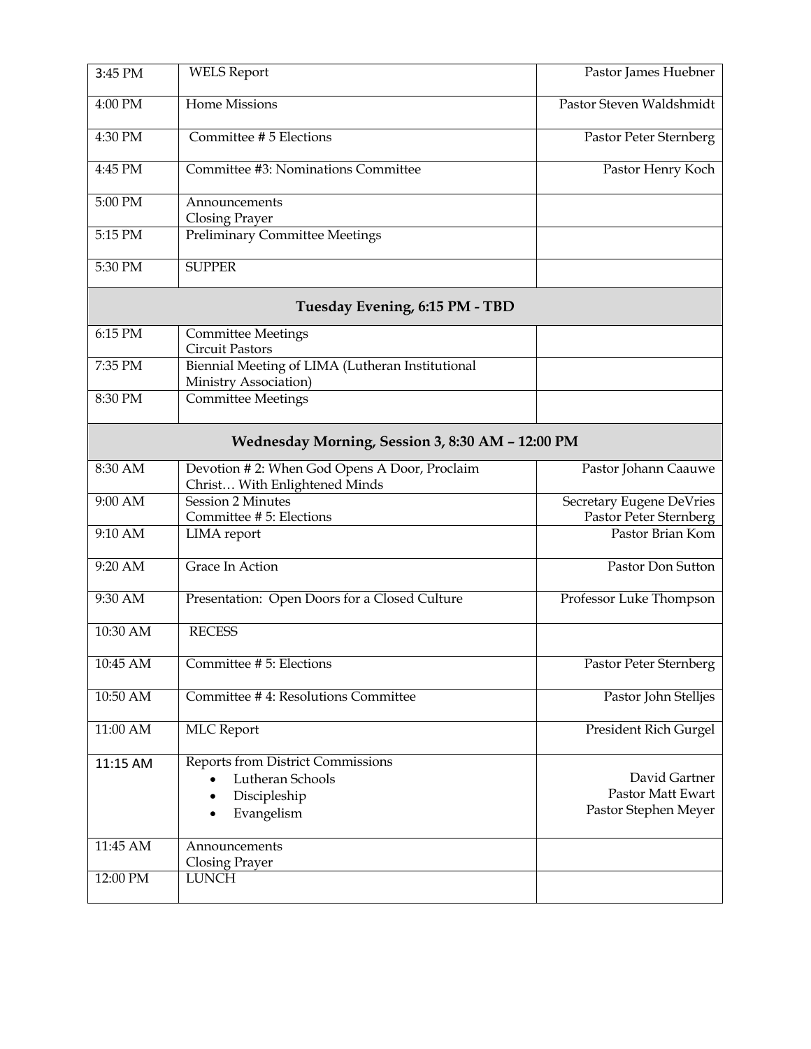| | | |
|---|---|---|
| 3:45 PM | WELS Report | Pastor James Huebner |
| 4:00 PM | Home Missions | Pastor Steven Waldshmidt |
| 4:30 PM | Committee # 5 Elections | Pastor Peter Sternberg |
| 4:45 PM | Committee #3: Nominations Committee | Pastor Henry Koch |
| 5:00 PM | Announcements<br>Closing Prayer | |
| 5:15 PM | Preliminary Committee Meetings | |
| 5:30 PM | SUPPER | |
| **Tuesday Evening, 6:15 PM - TBD** | | |
| 6:15 PM | Committee Meetings<br>Circuit Pastors | |
| 7:35 PM | Biennial Meeting of LIMA (Lutheran Institutional Ministry Association) | |
| 8:30 PM | Committee Meetings | |
| **Wednesday Morning, Session 3, 8:30 AM – 12:00 PM** | | |
| 8:30 AM | Devotion # 2: When God Opens A Door, Proclaim Christ… With Enlightened Minds | Pastor Johann Caauwe |
| 9:00 AM | Session 2 Minutes<br>Committee # 5: Elections | Secretary Eugene DeVries<br>Pastor Peter Sternberg |
| 9:10 AM | LIMA report | Pastor Brian Kom |
| 9:20 AM | Grace In Action | Pastor Don Sutton |
| 9:30 AM | Presentation: Open Doors for a Closed Culture | Professor Luke Thompson |
| 10:30 AM | RECESS | |
| 10:45 AM | Committee # 5: Elections | Pastor Peter Sternberg |
| 10:50 AM | Committee # 4: Resolutions Committee | Pastor John Stelljes |
| 11:00 AM | MLC Report | President Rich Gurgel |
| 11:15 AM | Reports from District Commissions<br>• Lutheran Schools<br>• Discipleship<br>• Evangelism | David Gartner<br>Pastor Matt Ewart<br>Pastor Stephen Meyer |
| 11:45 AM | Announcements<br>Closing Prayer | |
| 12:00 PM | LUNCH | |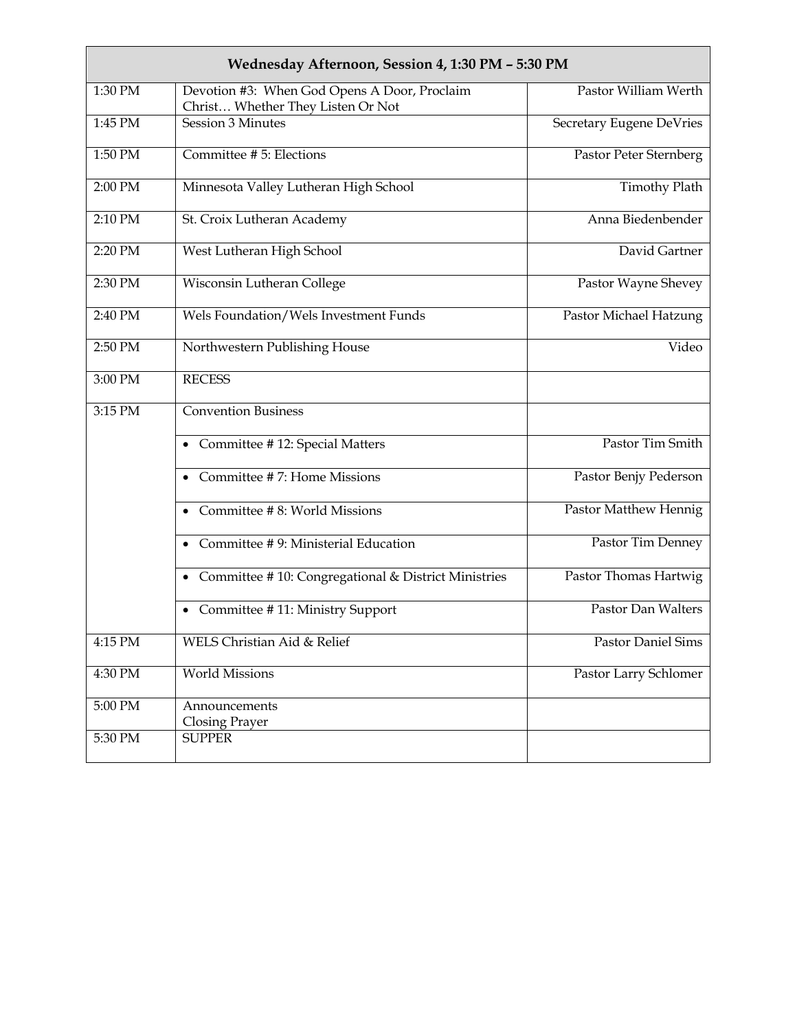| Wednesday Afternoon, Session 4, 1:30 PM – 5:30 PM | | |
|---|---|---|
| 1:30 PM | Devotion #3: When God Opens A Door, Proclaim Christ… Whether They Listen Or Not | Pastor William Werth |
| 1:45 PM | Session 3 Minutes | Secretary Eugene DeVries |
| 1:50 PM | Committee # 5: Elections | Pastor Peter Sternberg |
| 2:00 PM | Minnesota Valley Lutheran High School | Timothy Plath |
| 2:10 PM | St. Croix Lutheran Academy | Anna Biedenbender |
| 2:20 PM | West Lutheran High School | David Gartner |
| 2:30 PM | Wisconsin Lutheran College | Pastor Wayne Shevey |
| 2:40 PM | Wels Foundation/Wels Investment Funds | Pastor Michael Hatzung |
| 2:50 PM | Northwestern Publishing House | Video |
| 3:00 PM | RECESS | |
| 3:15 PM | Convention Business | |
| | • Committee # 12: Special Matters | Pastor Tim Smith |
| | • Committee # 7: Home Missions | Pastor Benjy Pederson |
| | • Committee # 8: World Missions | Pastor Matthew Hennig |
| | • Committee # 9: Ministerial Education | Pastor Tim Denney |
| | • Committee # 10: Congregational & District Ministries | Pastor Thomas Hartwig |
| | • Committee # 11: Ministry Support | Pastor Dan Walters |
| 4:15 PM | WELS Christian Aid & Relief | Pastor Daniel Sims |
| 4:30 PM | World Missions | Pastor Larry Schlomer |
| 5:00 PM | Announcements<br>Closing Prayer | |
| 5:30 PM | SUPPER | |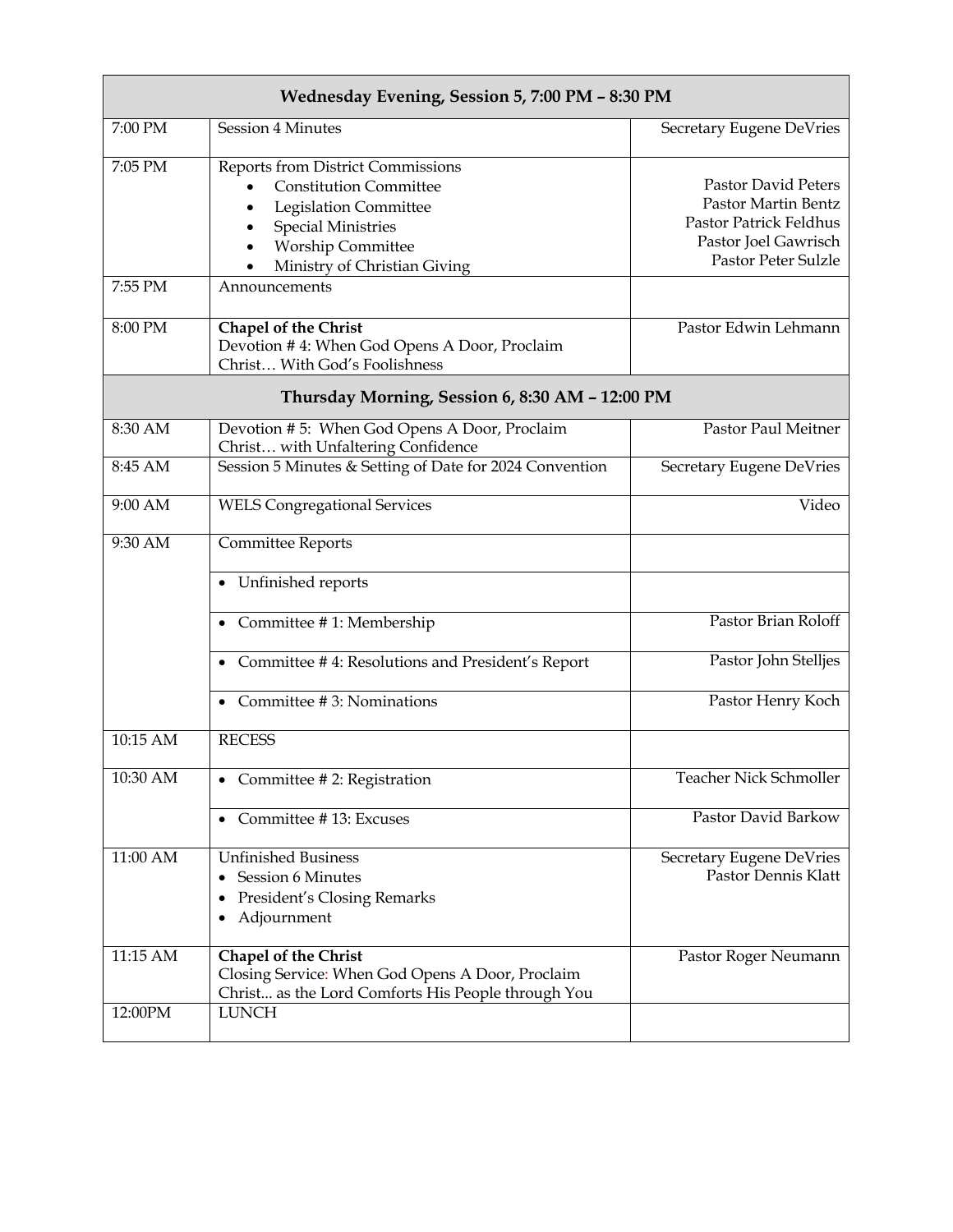| | | |
|---|---|---|
| **Wednesday Evening, Session 5, 7:00 PM – 8:30 PM** | | |
| 7:00 PM | Session 4 Minutes | Secretary Eugene DeVries |
| 7:05 PM | Reports from District Commissions<br>• Constitution Committee<br>• Legislation Committee<br>• Special Ministries<br>• Worship Committee<br>• Ministry of Christian Giving | Pastor David Peters<br>Pastor Martin Bentz<br>Pastor Patrick Feldhus<br>Pastor Joel Gawrisch<br>Pastor Peter Sulzle |
| 7:55 PM | Announcements | |
| 8:00 PM | **Chapel of the Christ**<br>Devotion # 4: When God Opens A Door, Proclaim Christ… With God's Foolishness | Pastor Edwin Lehmann |
| **Thursday Morning, Session 6, 8:30 AM – 12:00 PM** | | |
| 8:30 AM | Devotion # 5: When God Opens A Door, Proclaim Christ… with Unfaltering Confidence | Pastor Paul Meitner |
| 8:45 AM | Session 5 Minutes & Setting of Date for 2024 Convention | Secretary Eugene DeVries |
| 9:00 AM | WELS Congregational Services | Video |
| 9:30 AM | Committee Reports | |
| | • Unfinished reports | |
| | • Committee # 1: Membership | Pastor Brian Roloff |
| | • Committee # 4: Resolutions and President's Report | Pastor John Stelljes |
| | • Committee # 3: Nominations | Pastor Henry Koch |
| 10:15 AM | RECESS | |
| 10:30 AM | • Committee # 2: Registration | Teacher Nick Schmoller |
| | • Committee # 13: Excuses | Pastor David Barkow |
| 11:00 AM | Unfinished Business<br>• Session 6 Minutes<br>• President's Closing Remarks<br>• Adjournment | Secretary Eugene DeVries<br>Pastor Dennis Klatt |
| 11:15 AM | **Chapel of the Christ**<br>Closing Service: When God Opens A Door, Proclaim Christ... as the Lord Comforts His People through You | Pastor Roger Neumann |
| 12:00PM | LUNCH | |